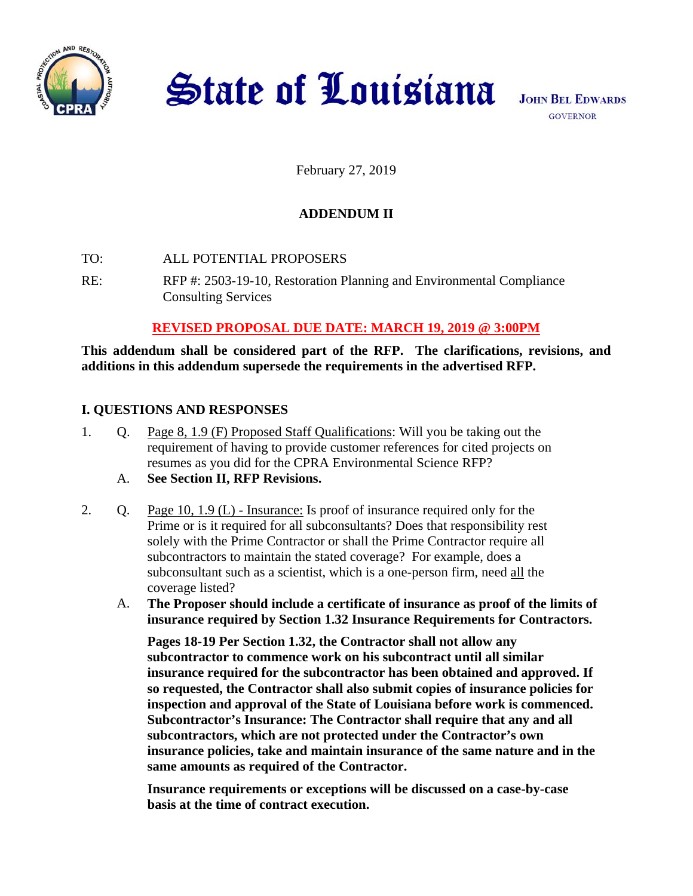# State of Louisiana

**JOHN BEL EDWARDS**
GOVERNOR

February 27, 2019

## ADDENDUM II

TO: ALL POTENTIAL PROPOSERS

RE: RFP #: 2503-19-10, Restoration Planning and Environmental Compliance Consulting Services

**REVISED PROPOSAL DUE DATE: MARCH 19, 2019 @ 3:00PM**

**This addendum shall be considered part of the RFP. The clarifications, revisions, and additions in this addendum supersede the requirements in the advertised RFP.**

### I. QUESTIONS AND RESPONSES

1. Q. Page 8, 1.9 (F) Proposed Staff Qualifications: Will you be taking out the requirement of having to provide customer references for cited projects on resumes as you did for the CPRA Environmental Science RFP?

   A. **See Section II, RFP Revisions.**

2. Q. Page 10, 1.9 (L) - Insurance: Is proof of insurance required only for the Prime or is it required for all subconsultants? Does that responsibility rest solely with the Prime Contractor or shall the Prime Contractor require all subcontractors to maintain the stated coverage? For example, does a subconsultant such as a scientist, which is a one-person firm, need all the coverage listed?

   A. **The Proposer should include a certificate of insurance as proof of the limits of insurance required by Section 1.32 Insurance Requirements for Contractors.**

   **Pages 18-19 Per Section 1.32, the Contractor shall not allow any subcontractor to commence work on his subcontract until all similar insurance required for the subcontractor has been obtained and approved. If so requested, the Contractor shall also submit copies of insurance policies for inspection and approval of the State of Louisiana before work is commenced. Subcontractor's Insurance: The Contractor shall require that any and all subcontractors, which are not protected under the Contractor's own insurance policies, take and maintain insurance of the same nature and in the same amounts as required of the Contractor.**

   **Insurance requirements or exceptions will be discussed on a case-by-case basis at the time of contract execution.**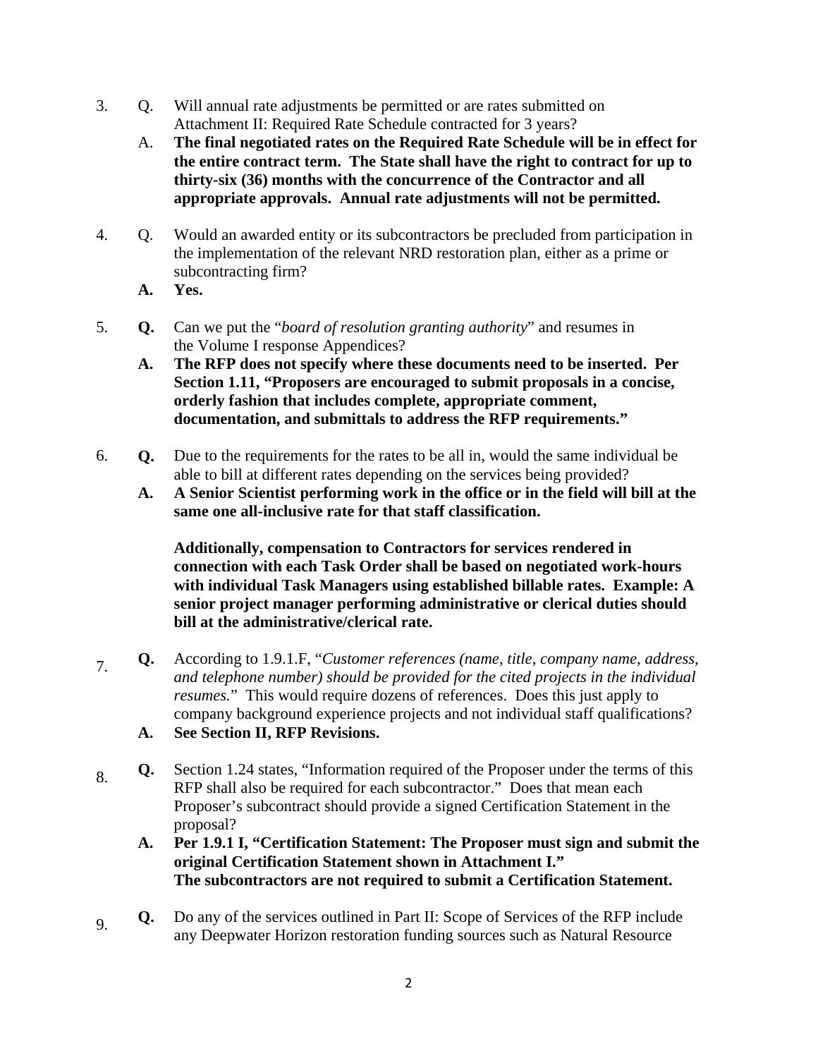3. Q. Will annual rate adjustments be permitted or are rates submitted on Attachment II: Required Rate Schedule contracted for 3 years?

   A. **The final negotiated rates on the Required Rate Schedule will be in effect for the entire contract term. The State shall have the right to contract for up to thirty-six (36) months with the concurrence of the Contractor and all appropriate approvals. Annual rate adjustments will not be permitted.**

4. Q. Would an awarded entity or its subcontractors be precluded from participation in the implementation of the relevant NRD restoration plan, either as a prime or subcontracting firm?

   **A. Yes.**

5. **Q.** Can we put the "*board of resolution granting authority*" and resumes in the Volume I response Appendices?

   **A. The RFP does not specify where these documents need to be inserted. Per Section 1.11, "Proposers are encouraged to submit proposals in a concise, orderly fashion that includes complete, appropriate comment, documentation, and submittals to address the RFP requirements."**

6. **Q.** Due to the requirements for the rates to be all in, would the same individual be able to bill at different rates depending on the services being provided?

   **A. A Senior Scientist performing work in the office or in the field will bill at the same one all-inclusive rate for that staff classification.**

   **Additionally, compensation to Contractors for services rendered in connection with each Task Order shall be based on negotiated work-hours with individual Task Managers using established billable rates. Example: A senior project manager performing administrative or clerical duties should bill at the administrative/clerical rate.**

7. **Q.** According to 1.9.1.F, "*Customer references (name, title, company name, address, and telephone number) should be provided for the cited projects in the individual resumes.*" This would require dozens of references. Does this just apply to company background experience projects and not individual staff qualifications?

   **A. See Section II, RFP Revisions.**

8. **Q.** Section 1.24 states, "Information required of the Proposer under the terms of this RFP shall also be required for each subcontractor." Does that mean each Proposer's subcontract should provide a signed Certification Statement in the proposal?

   **A. Per 1.9.1 I, "Certification Statement: The Proposer must sign and submit the original Certification Statement shown in Attachment I." The subcontractors are not required to submit a Certification Statement.**

9. **Q.** Do any of the services outlined in Part II: Scope of Services of the RFP include any Deepwater Horizon restoration funding sources such as Natural Resource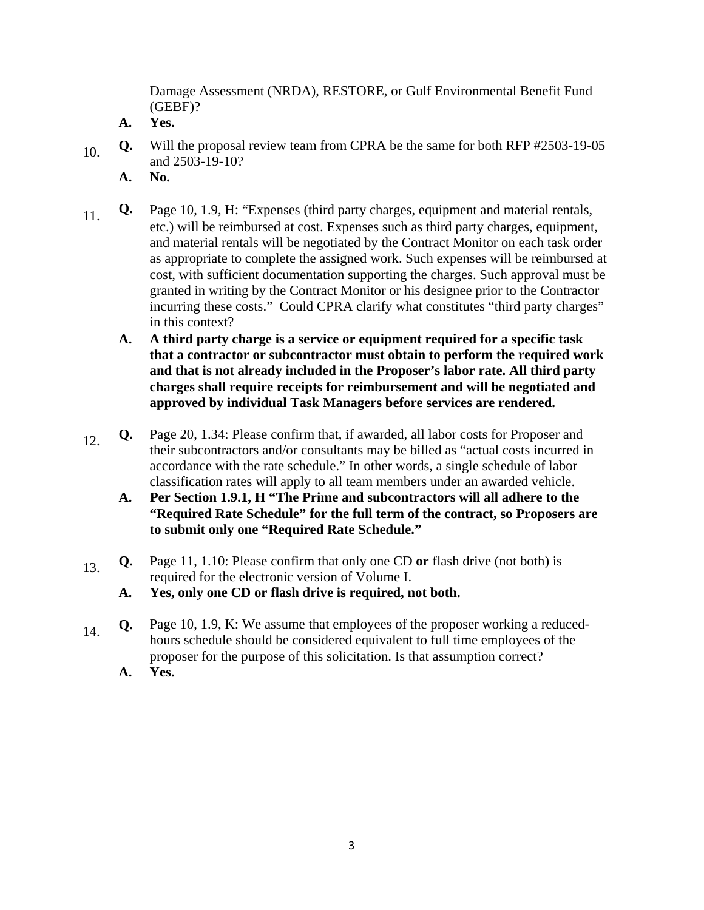Damage Assessment (NRDA), RESTORE, or Gulf Environmental Benefit Fund (GEBF)?

**A. Yes.**

10. **Q.** Will the proposal review team from CPRA be the same for both RFP #2503-19-05 and 2503-19-10?

**A. No.**

11. **Q.** Page 10, 1.9, H: "Expenses (third party charges, equipment and material rentals, etc.) will be reimbursed at cost. Expenses such as third party charges, equipment, and material rentals will be negotiated by the Contract Monitor on each task order as appropriate to complete the assigned work. Such expenses will be reimbursed at cost, with sufficient documentation supporting the charges. Such approval must be granted in writing by the Contract Monitor or his designee prior to the Contractor incurring these costs." Could CPRA clarify what constitutes "third party charges" in this context?

**A. A third party charge is a service or equipment required for a specific task that a contractor or subcontractor must obtain to perform the required work and that is not already included in the Proposer's labor rate. All third party charges shall require receipts for reimbursement and will be negotiated and approved by individual Task Managers before services are rendered.**

12. **Q.** Page 20, 1.34: Please confirm that, if awarded, all labor costs for Proposer and their subcontractors and/or consultants may be billed as "actual costs incurred in accordance with the rate schedule." In other words, a single schedule of labor classification rates will apply to all team members under an awarded vehicle.

**A. Per Section 1.9.1, H "The Prime and subcontractors will all adhere to the "Required Rate Schedule" for the full term of the contract, so Proposers are to submit only one "Required Rate Schedule."**

13. **Q.** Page 11, 1.10: Please confirm that only one CD **or** flash drive (not both) is required for the electronic version of Volume I.

**A. Yes, only one CD or flash drive is required, not both.**

14. **Q.** Page 10, 1.9, K: We assume that employees of the proposer working a reduced-hours schedule should be considered equivalent to full time employees of the proposer for the purpose of this solicitation. Is that assumption correct?

**A. Yes.**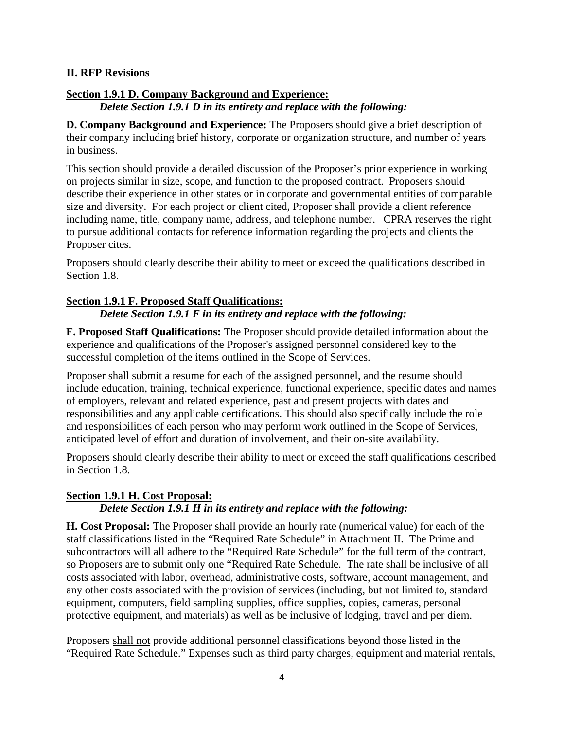## II. RFP Revisions

**Section 1.9.1 D. Company Background and Experience:**

*Delete Section 1.9.1 D in its entirety and replace with the following:*

**D. Company Background and Experience:** The Proposers should give a brief description of their company including brief history, corporate or organization structure, and number of years in business.

This section should provide a detailed discussion of the Proposer's prior experience in working on projects similar in size, scope, and function to the proposed contract. Proposers should describe their experience in other states or in corporate and governmental entities of comparable size and diversity. For each project or client cited, Proposer shall provide a client reference including name, title, company name, address, and telephone number. CPRA reserves the right to pursue additional contacts for reference information regarding the projects and clients the Proposer cites.

Proposers should clearly describe their ability to meet or exceed the qualifications described in Section 1.8.

**Section 1.9.1 F. Proposed Staff Qualifications:**

*Delete Section 1.9.1 F in its entirety and replace with the following:*

**F. Proposed Staff Qualifications:** The Proposer should provide detailed information about the experience and qualifications of the Proposer's assigned personnel considered key to the successful completion of the items outlined in the Scope of Services.

Proposer shall submit a resume for each of the assigned personnel, and the resume should include education, training, technical experience, functional experience, specific dates and names of employers, relevant and related experience, past and present projects with dates and responsibilities and any applicable certifications. This should also specifically include the role and responsibilities of each person who may perform work outlined in the Scope of Services, anticipated level of effort and duration of involvement, and their on-site availability.

Proposers should clearly describe their ability to meet or exceed the staff qualifications described in Section 1.8.

**Section 1.9.1 H. Cost Proposal:**

*Delete Section 1.9.1 H in its entirety and replace with the following:*

**H. Cost Proposal:** The Proposer shall provide an hourly rate (numerical value) for each of the staff classifications listed in the "Required Rate Schedule" in Attachment II. The Prime and subcontractors will all adhere to the "Required Rate Schedule" for the full term of the contract, so Proposers are to submit only one "Required Rate Schedule. The rate shall be inclusive of all costs associated with labor, overhead, administrative costs, software, account management, and any other costs associated with the provision of services (including, but not limited to, standard equipment, computers, field sampling supplies, office supplies, copies, cameras, personal protective equipment, and materials) as well as be inclusive of lodging, travel and per diem.

Proposers shall not provide additional personnel classifications beyond those listed in the "Required Rate Schedule." Expenses such as third party charges, equipment and material rentals,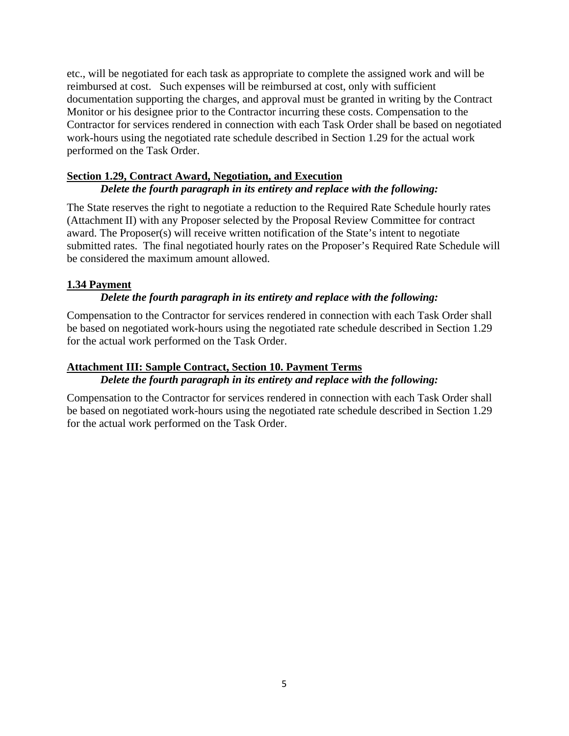etc., will be negotiated for each task as appropriate to complete the assigned work and will be reimbursed at cost. Such expenses will be reimbursed at cost, only with sufficient documentation supporting the charges, and approval must be granted in writing by the Contract Monitor or his designee prior to the Contractor incurring these costs. Compensation to the Contractor for services rendered in connection with each Task Order shall be based on negotiated work-hours using the negotiated rate schedule described in Section 1.29 for the actual work performed on the Task Order.

**Section 1.29, Contract Award, Negotiation, and Execution**

*Delete the fourth paragraph in its entirety and replace with the following:*

The State reserves the right to negotiate a reduction to the Required Rate Schedule hourly rates (Attachment II) with any Proposer selected by the Proposal Review Committee for contract award. The Proposer(s) will receive written notification of the State's intent to negotiate submitted rates. The final negotiated hourly rates on the Proposer's Required Rate Schedule will be considered the maximum amount allowed.

**1.34 Payment**

*Delete the fourth paragraph in its entirety and replace with the following:*

Compensation to the Contractor for services rendered in connection with each Task Order shall be based on negotiated work-hours using the negotiated rate schedule described in Section 1.29 for the actual work performed on the Task Order.

**Attachment III: Sample Contract, Section 10. Payment Terms**

*Delete the fourth paragraph in its entirety and replace with the following:*

Compensation to the Contractor for services rendered in connection with each Task Order shall be based on negotiated work-hours using the negotiated rate schedule described in Section 1.29 for the actual work performed on the Task Order.